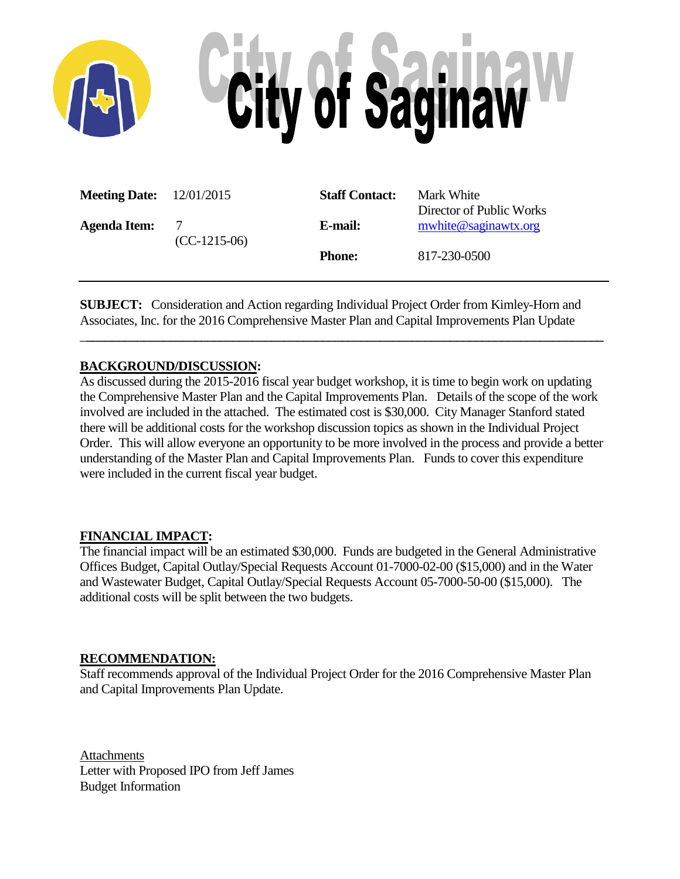# City of Saginaw

| | | | |
|---|---|---|---|
| **Meeting Date:** | 12/01/2015 | **Staff Contact:** | Mark White<br>Director of Public Works |
| **Agenda Item:** | 7<br>(CC-1215-06) | **E-mail:** | mwhite@saginawtx.org |
| | | **Phone:** | 817-230-0500 |

---

**SUBJECT:** Consideration and Action regarding Individual Project Order from Kimley-Horn and Associates, Inc. for the 2016 Comprehensive Master Plan and Capital Improvements Plan Update

---

**BACKGROUND/DISCUSSION:**

As discussed during the 2015-2016 fiscal year budget workshop, it is time to begin work on updating the Comprehensive Master Plan and the Capital Improvements Plan. Details of the scope of the work involved are included in the attached. The estimated cost is $30,000. City Manager Stanford stated there will be additional costs for the workshop discussion topics as shown in the Individual Project Order. This will allow everyone an opportunity to be more involved in the process and provide a better understanding of the Master Plan and Capital Improvements Plan. Funds to cover this expenditure were included in the current fiscal year budget.

**FINANCIAL IMPACT:**

The financial impact will be an estimated $30,000. Funds are budgeted in the General Administrative Offices Budget, Capital Outlay/Special Requests Account 01-7000-02-00 ($15,000) and in the Water and Wastewater Budget, Capital Outlay/Special Requests Account 05-7000-50-00 ($15,000). The additional costs will be split between the two budgets.

**RECOMMENDATION:**

Staff recommends approval of the Individual Project Order for the 2016 Comprehensive Master Plan and Capital Improvements Plan Update.

Attachments
Letter with Proposed IPO from Jeff James
Budget Information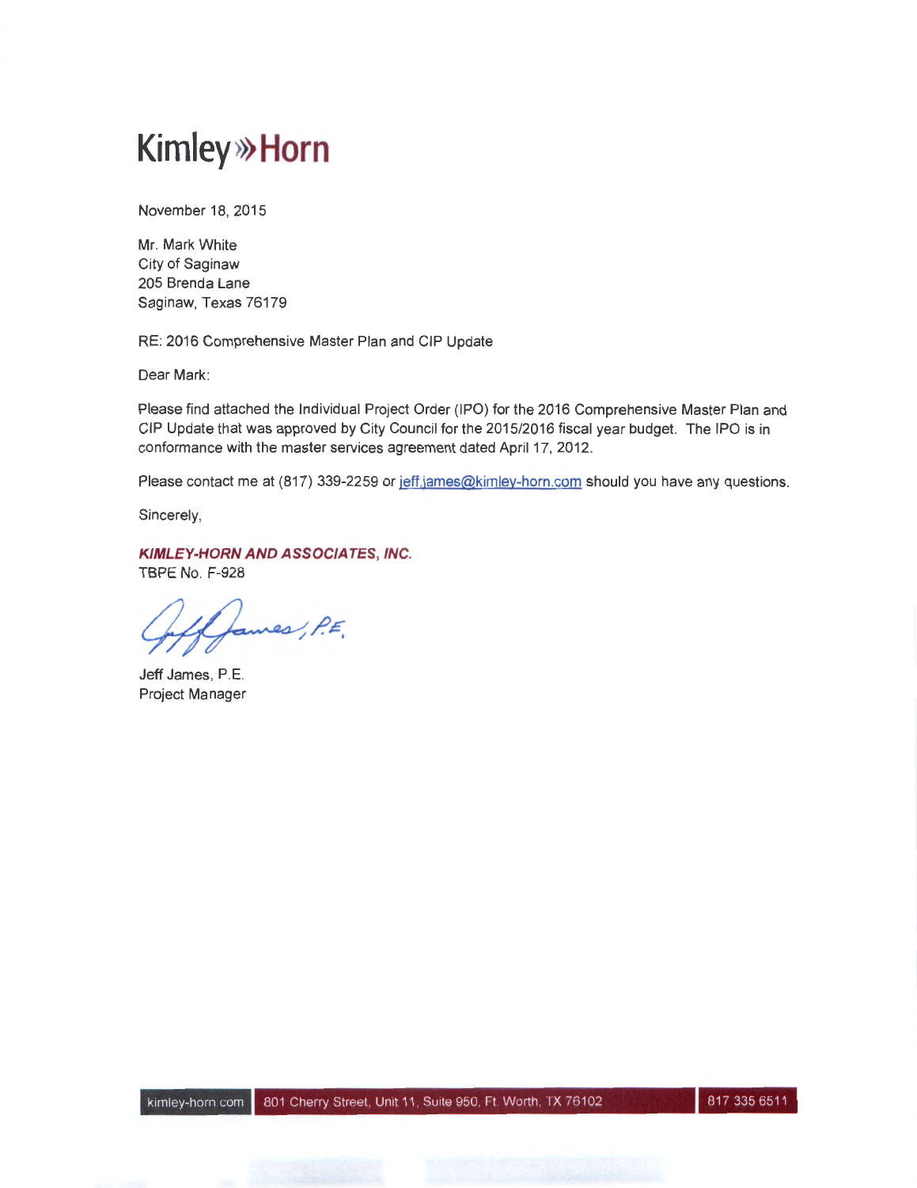# Kimley»Horn

November 18, 2015

Mr. Mark White
City of Saginaw
205 Brenda Lane
Saginaw, Texas 76179

RE: 2016 Comprehensive Master Plan and CIP Update

Dear Mark:

Please find attached the Individual Project Order (IPO) for the 2016 Comprehensive Master Plan and CIP Update that was approved by City Council for the 2015/2016 fiscal year budget. The IPO is in conformance with the master services agreement dated April 17, 2012.

Please contact me at (817) 339-2259 or jeff.james@kimley-horn.com should you have any questions.

Sincerely,

***KIMLEY-HORN AND ASSOCIATES, INC.***
TBPE No. F-928

Jeff James, P.E.

Jeff James, P.E.
Project Manager

kimley-horn.com | 801 Cherry Street, Unit 11, Suite 950, Ft. Worth, TX 76102 | 817 335 6511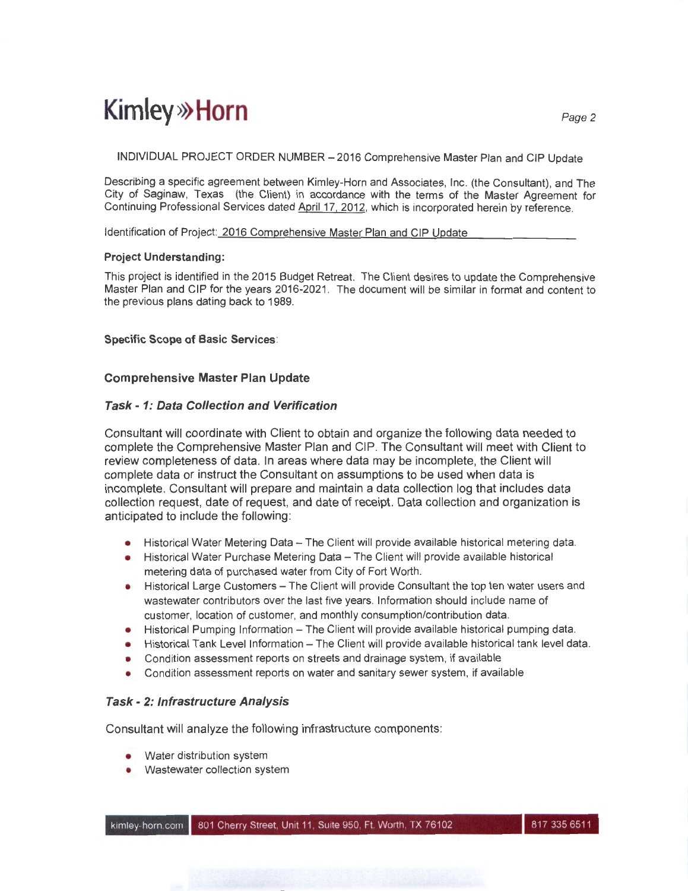INDIVIDUAL PROJECT ORDER NUMBER – 2016 Comprehensive Master Plan and CIP Update

Describing a specific agreement between Kimley-Horn and Associates, Inc. (the Consultant), and The City of Saginaw, Texas (the Client) in accordance with the terms of the Master Agreement for Continuing Professional Services dated April 17, 2012, which is incorporated herein by reference.

Identification of Project: 2016 Comprehensive Master Plan and CIP Update

**Project Understanding:**

This project is identified in the 2015 Budget Retreat. The Client desires to update the Comprehensive Master Plan and CIP for the years 2016-2021. The document will be similar in format and content to the previous plans dating back to 1989.

**Specific Scope of Basic Services:**

## Comprehensive Master Plan Update

### *Task - 1: Data Collection and Verification*

Consultant will coordinate with Client to obtain and organize the following data needed to complete the Comprehensive Master Plan and CIP. The Consultant will meet with Client to review completeness of data. In areas where data may be incomplete, the Client will complete data or instruct the Consultant on assumptions to be used when data is incomplete. Consultant will prepare and maintain a data collection log that includes data collection request, date of request, and date of receipt. Data collection and organization is anticipated to include the following:

- Historical Water Metering Data – The Client will provide available historical metering data.
- Historical Water Purchase Metering Data – The Client will provide available historical metering data of purchased water from City of Fort Worth.
- Historical Large Customers – The Client will provide Consultant the top ten water users and wastewater contributors over the last five years. Information should include name of customer, location of customer, and monthly consumption/contribution data.
- Historical Pumping Information – The Client will provide available historical pumping data.
- Historical Tank Level Information – The Client will provide available historical tank level data.
- Condition assessment reports on streets and drainage system, if available
- Condition assessment reports on water and sanitary sewer system, if available

### *Task - 2: Infrastructure Analysis*

Consultant will analyze the following infrastructure components:

- Water distribution system
- Wastewater collection system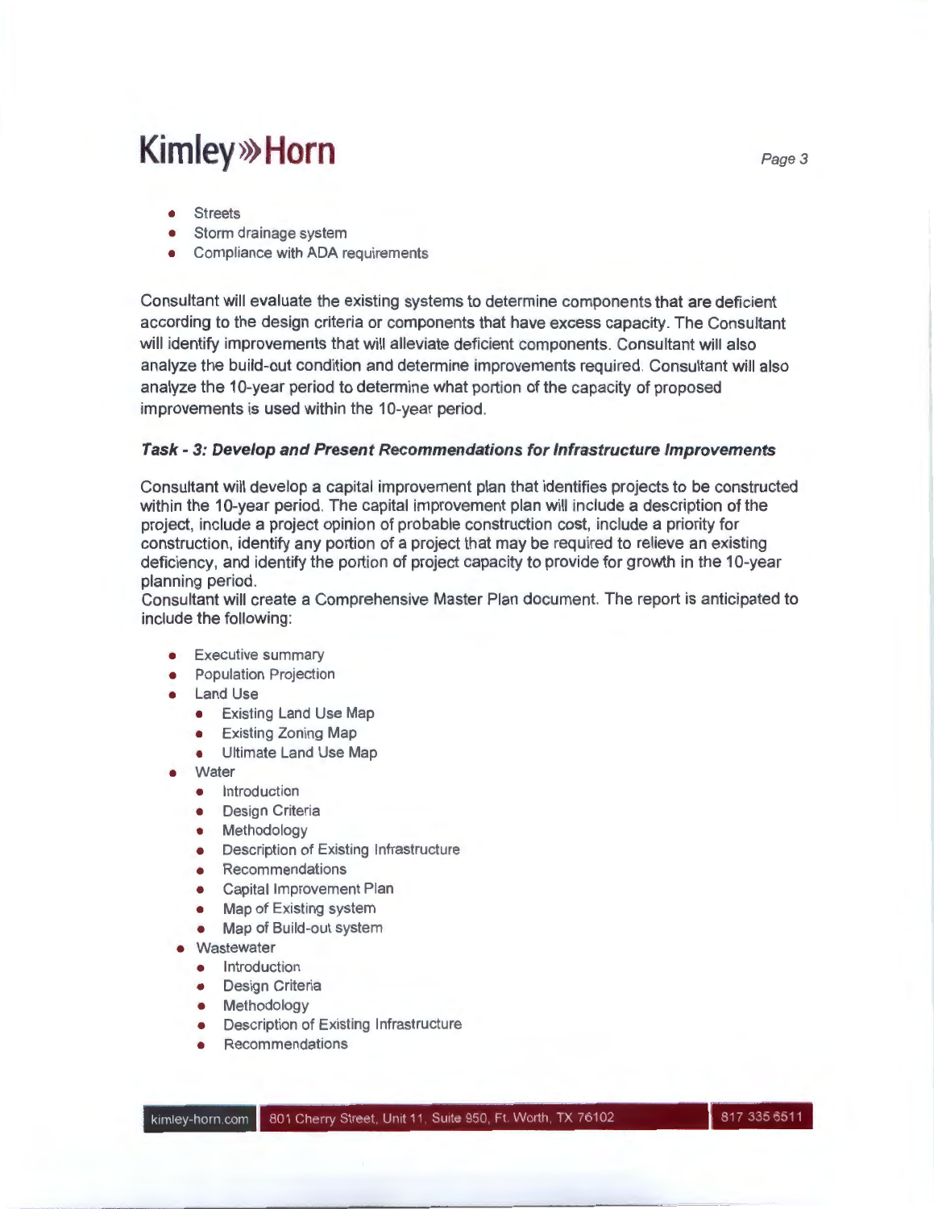- Streets
- Storm drainage system
- Compliance with ADA requirements

Consultant will evaluate the existing systems to determine components that are deficient according to the design criteria or components that have excess capacity. The Consultant will identify improvements that will alleviate deficient components. Consultant will also analyze the build-out condition and determine improvements required. Consultant will also analyze the 10-year period to determine what portion of the capacity of proposed improvements is used within the 10-year period.

### *Task - 3: Develop and Present Recommendations for Infrastructure Improvements*

Consultant will develop a capital improvement plan that identifies projects to be constructed within the 10-year period. The capital improvement plan will include a description of the project, include a project opinion of probable construction cost, include a priority for construction, identify any portion of a project that may be required to relieve an existing deficiency, and identify the portion of project capacity to provide for growth in the 10-year planning period.

Consultant will create a Comprehensive Master Plan document. The report is anticipated to include the following:

- Executive summary
- Population Projection
- Land Use
  - Existing Land Use Map
  - Existing Zoning Map
  - Ultimate Land Use Map
- Water
  - Introduction
  - Design Criteria
  - Methodology
  - Description of Existing Infrastructure
  - Recommendations
  - Capital Improvement Plan
  - Map of Existing system
  - Map of Build-out system
- Wastewater
  - Introduction
  - Design Criteria
  - Methodology
  - Description of Existing Infrastructure
  - Recommendations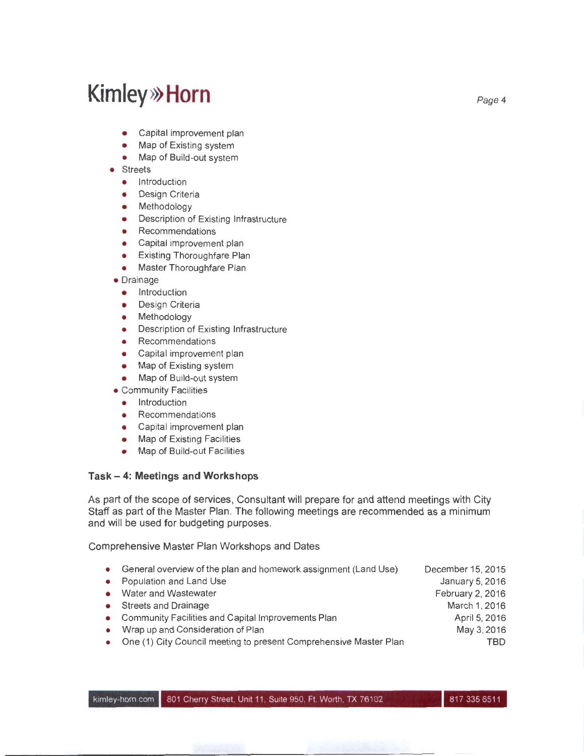- Capital improvement plan
  - Map of Existing system
  - Map of Build-out system
- Streets
  - Introduction
  - Design Criteria
  - Methodology
  - Description of Existing Infrastructure
  - Recommendations
  - Capital improvement plan
  - Existing Thoroughfare Plan
  - Master Thoroughfare Plan
- Drainage
  - Introduction
  - Design Criteria
  - Methodology
  - Description of Existing Infrastructure
  - Recommendations
  - Capital improvement plan
  - Map of Existing system
  - Map of Build-out system
- Community Facilities
  - Introduction
  - Recommendations
  - Capital improvement plan
  - Map of Existing Facilities
  - Map of Build-out Facilities

**Task – 4: Meetings and Workshops**

As part of the scope of services, Consultant will prepare for and attend meetings with City Staff as part of the Master Plan. The following meetings are recommended as a minimum and will be used for budgeting purposes.

Comprehensive Master Plan Workshops and Dates

| | |
|---|---|
| • General overview of the plan and homework assignment (Land Use) | December 15, 2015 |
| • Population and Land Use | January 5, 2016 |
| • Water and Wastewater | February 2, 2016 |
| • Streets and Drainage | March 1, 2016 |
| • Community Facilities and Capital Improvements Plan | April 5, 2016 |
| • Wrap up and Consideration of Plan | May 3, 2016 |
| • One (1) City Council meeting to present Comprehensive Master Plan | TBD |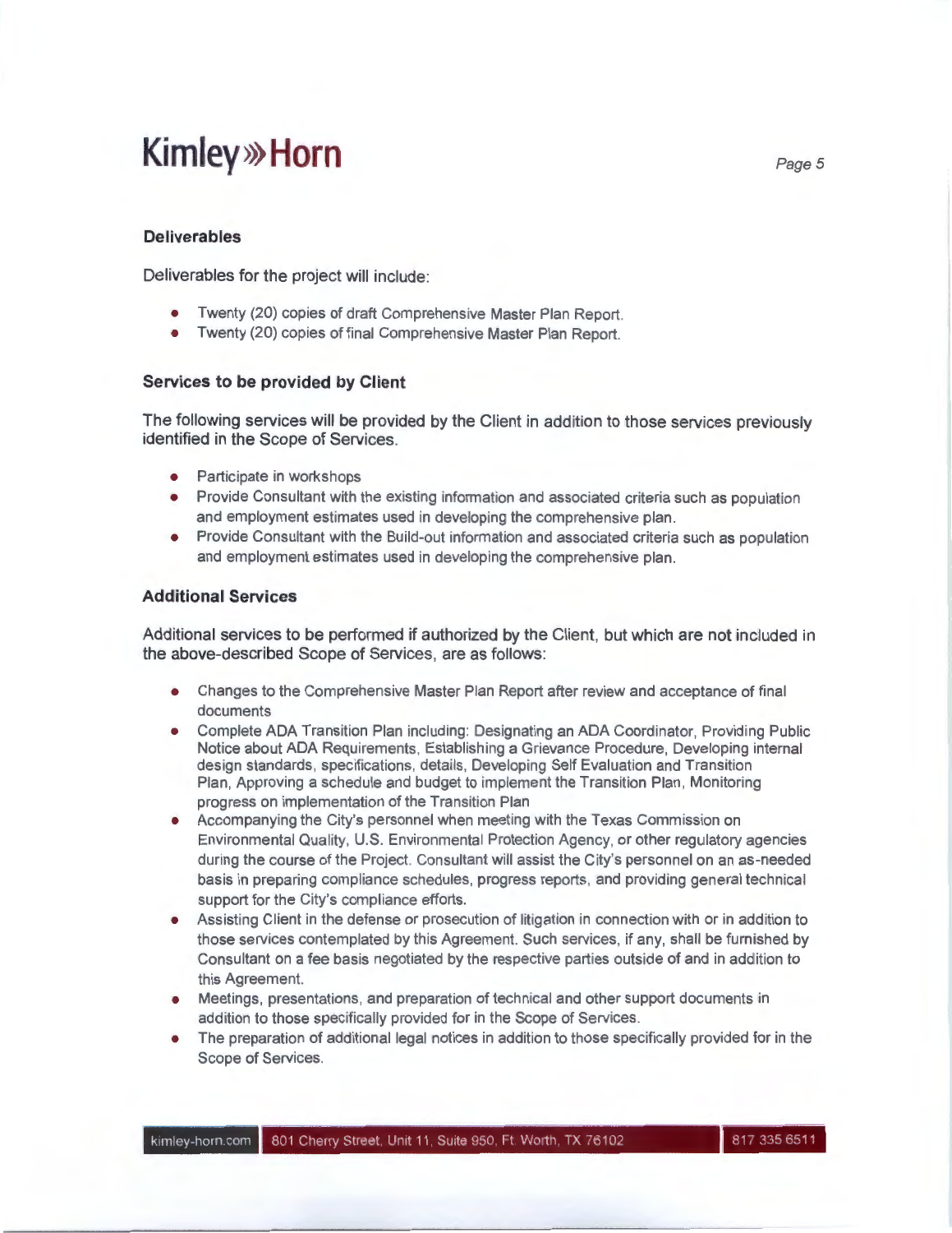### Deliverables

Deliverables for the project will include:

- Twenty (20) copies of draft Comprehensive Master Plan Report.
- Twenty (20) copies of final Comprehensive Master Plan Report.

### Services to be provided by Client

The following services will be provided by the Client in addition to those services previously identified in the Scope of Services.

- Participate in workshops
- Provide Consultant with the existing information and associated criteria such as population and employment estimates used in developing the comprehensive plan.
- Provide Consultant with the Build-out information and associated criteria such as population and employment estimates used in developing the comprehensive plan.

### Additional Services

Additional services to be performed if authorized by the Client, but which are not included in the above-described Scope of Services, are as follows:

- Changes to the Comprehensive Master Plan Report after review and acceptance of final documents
- Complete ADA Transition Plan including: Designating an ADA Coordinator, Providing Public Notice about ADA Requirements, Establishing a Grievance Procedure, Developing internal design standards, specifications, details, Developing Self Evaluation and Transition Plan, Approving a schedule and budget to implement the Transition Plan, Monitoring progress on implementation of the Transition Plan
- Accompanying the City's personnel when meeting with the Texas Commission on Environmental Quality, U.S. Environmental Protection Agency, or other regulatory agencies during the course of the Project. Consultant will assist the City's personnel on an as-needed basis in preparing compliance schedules, progress reports, and providing general technical support for the City's compliance efforts.
- Assisting Client in the defense or prosecution of litigation in connection with or in addition to those services contemplated by this Agreement. Such services, if any, shall be furnished by Consultant on a fee basis negotiated by the respective parties outside of and in addition to this Agreement.
- Meetings, presentations, and preparation of technical and other support documents in addition to those specifically provided for in the Scope of Services.
- The preparation of additional legal notices in addition to those specifically provided for in the Scope of Services.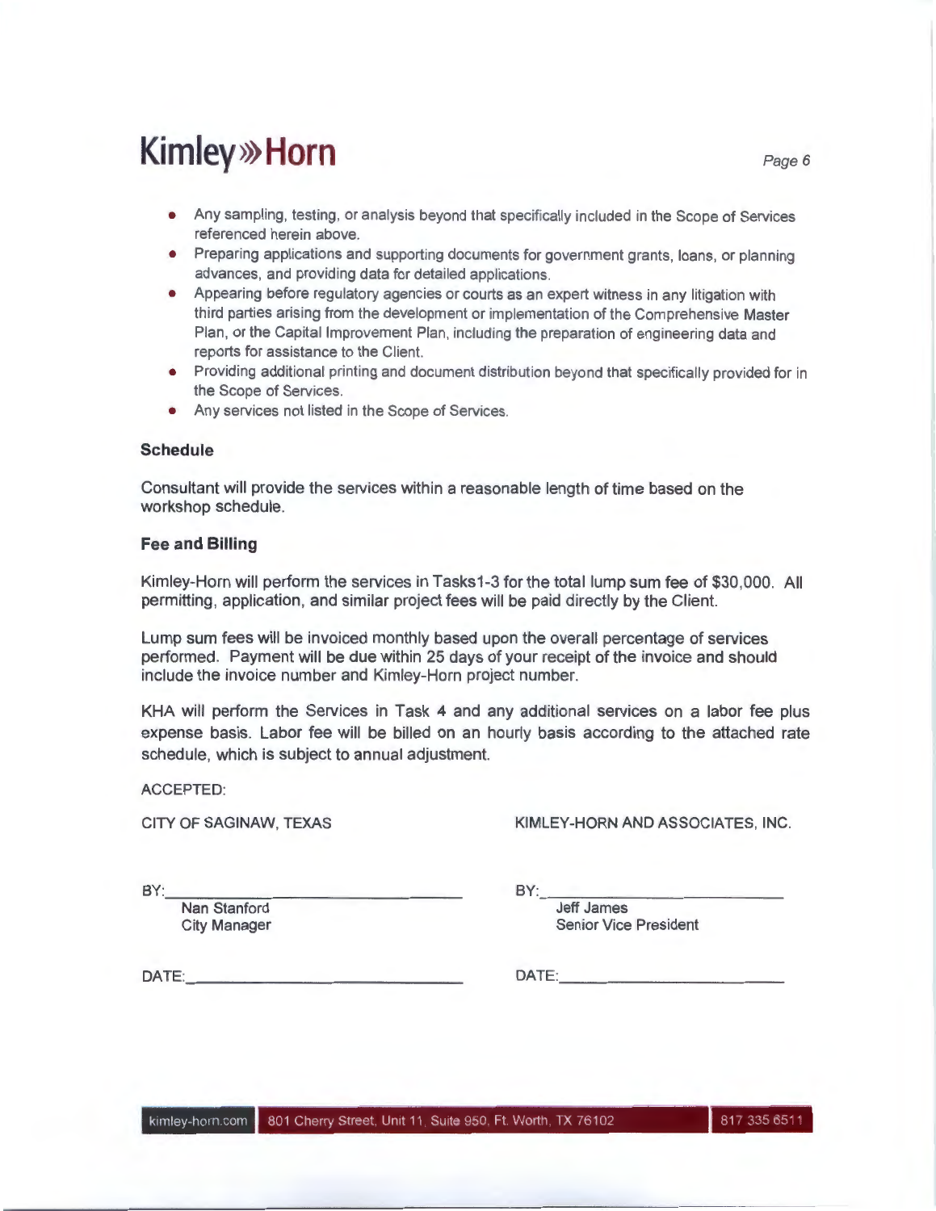- Any sampling, testing, or analysis beyond that specifically included in the Scope of Services referenced herein above.
- Preparing applications and supporting documents for government grants, loans, or planning advances, and providing data for detailed applications.
- Appearing before regulatory agencies or courts as an expert witness in any litigation with third parties arising from the development or implementation of the Comprehensive Master Plan, or the Capital Improvement Plan, including the preparation of engineering data and reports for assistance to the Client.
- Providing additional printing and document distribution beyond that specifically provided for in the Scope of Services.
- Any services not listed in the Scope of Services.

**Schedule**

Consultant will provide the services within a reasonable length of time based on the workshop schedule.

**Fee and Billing**

Kimley-Horn will perform the services in Tasks1-3 for the total lump sum fee of $30,000. All permitting, application, and similar project fees will be paid directly by the Client.

Lump sum fees will be invoiced monthly based upon the overall percentage of services performed. Payment will be due within 25 days of your receipt of the invoice and should include the invoice number and Kimley-Horn project number.

KHA will perform the Services in Task 4 and any additional services on a labor fee plus expense basis. Labor fee will be billed on an hourly basis according to the attached rate schedule, which is subject to annual adjustment.

ACCEPTED:

CITY OF SAGINAW, TEXAS

BY:\_\_\_\_\_\_\_\_\_\_\_\_\_\_\_\_\_\_\_\_\_\_\_\_\_\_\_\_
Nan Stanford
City Manager

DATE:\_\_\_\_\_\_\_\_\_\_\_\_\_\_\_\_\_\_\_\_\_\_\_\_\_\_

KIMLEY-HORN AND ASSOCIATES, INC.

BY:\_\_\_\_\_\_\_\_\_\_\_\_\_\_\_\_\_\_\_\_\_\_\_\_\_\_\_\_
Jeff James
Senior Vice President

DATE:\_\_\_\_\_\_\_\_\_\_\_\_\_\_\_\_\_\_\_\_\_\_\_\_\_\_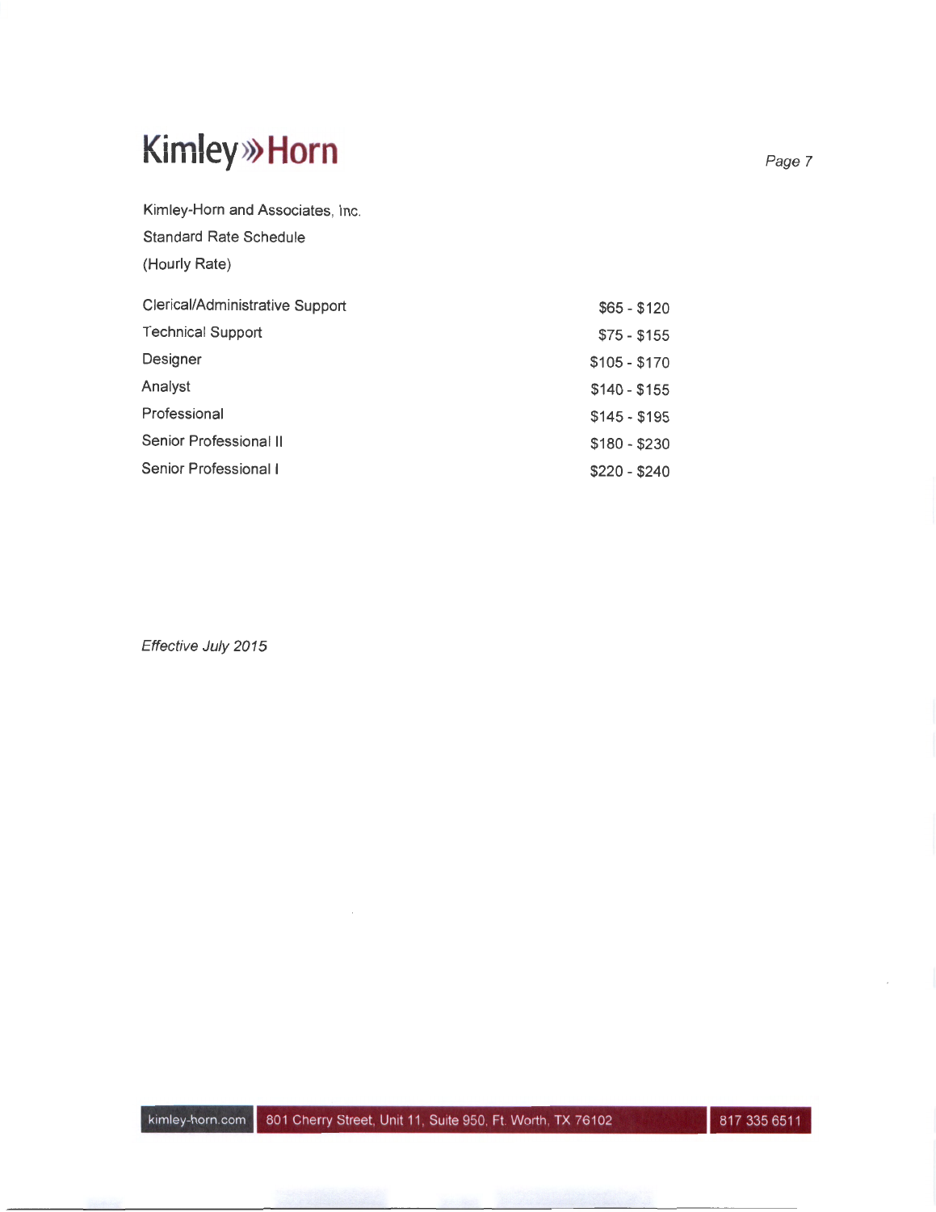Kimley-Horn and Associates, Inc.

Standard Rate Schedule

(Hourly Rate)

| | |
|---|---|
| Clerical/Administrative Support | $65 - $120 |
| Technical Support | $75 - $155 |
| Designer | $105 - $170 |
| Analyst | $140 - $155 |
| Professional | $145 - $195 |
| Senior Professional II | $180 - $230 |
| Senior Professional I | $220 - $240 |

*Effective July 2015*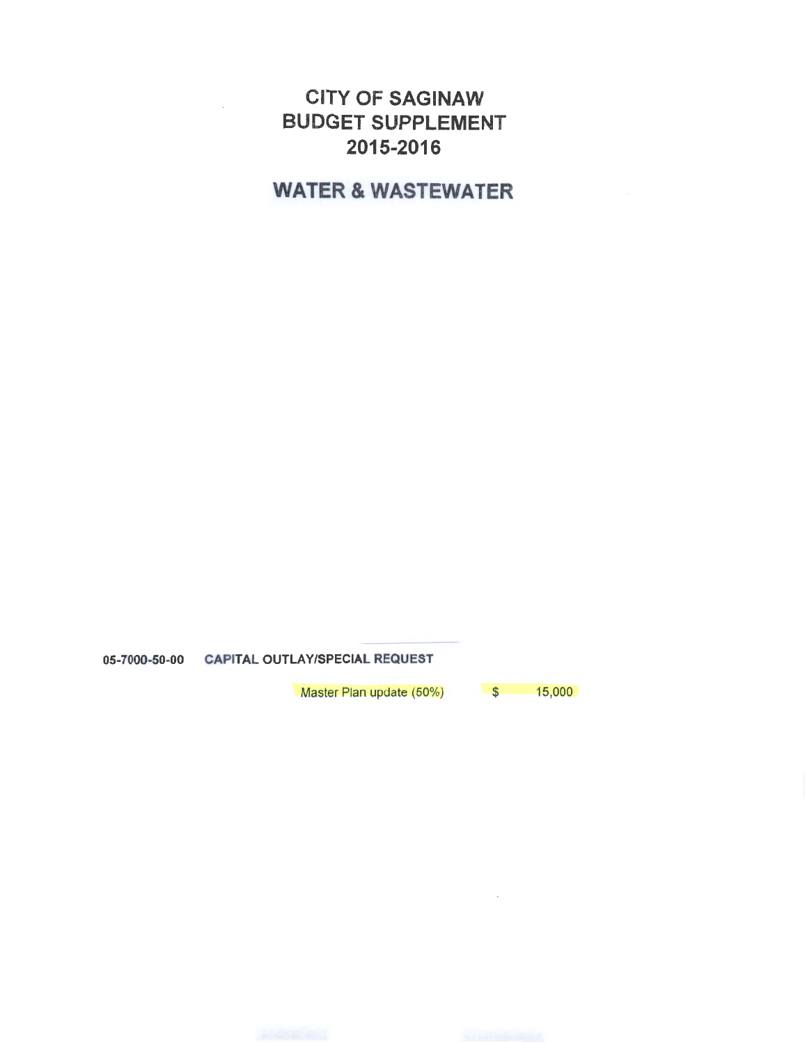# CITY OF SAGINAW
# BUDGET SUPPLEMENT
# 2015-2016

## WATER & WASTEWATER

**05-7000-50-00** **CAPITAL OUTLAY/SPECIAL REQUEST**

| | |
|---|---|
| Master Plan update (50%) | $ 15,000 |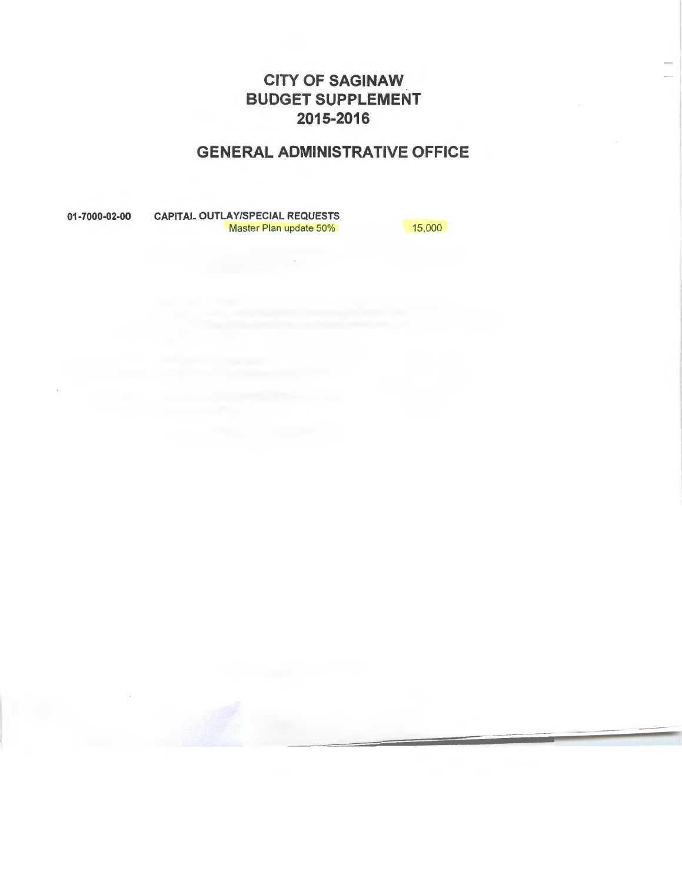# CITY OF SAGINAW
# BUDGET SUPPLEMENT
# 2015-2016

## GENERAL ADMINISTRATIVE OFFICE

| | | |
|---|---|---|
| **01-7000-02-00** | **CAPITAL OUTLAY/SPECIAL REQUESTS** | |
| | Master Plan update 50% | 15,000 |